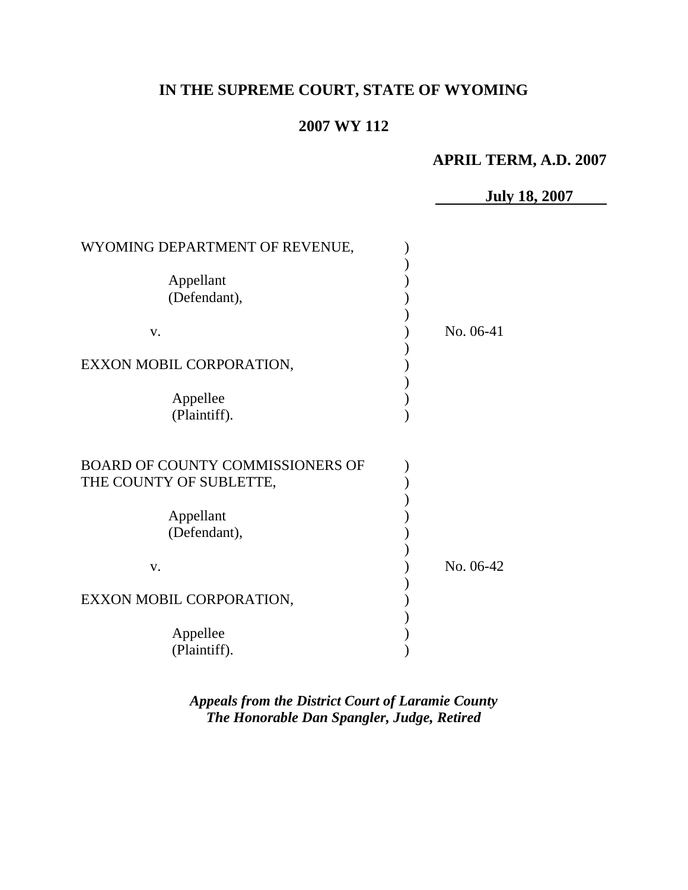**IN THE SUPREME COURT, STATE OF WYOMING**

**2007 WY 112**

**APRIL TERM, A.D. 2007**

**July 18, 2007**

| | |
|---|---|
| WYOMING DEPARTMENT OF REVENUE,<br><br>Appellant<br>(Defendant),<br><br>v.<br><br>EXXON MOBIL CORPORATION,<br><br>Appellee<br>(Plaintiff). | No. 06-41 |
| BOARD OF COUNTY COMMISSIONERS OF THE COUNTY OF SUBLETTE,<br><br>Appellant<br>(Defendant),<br><br>v.<br><br>EXXON MOBIL CORPORATION,<br><br>Appellee<br>(Plaintiff). | No. 06-42 |

***Appeals from the District Court of Laramie County***
***The Honorable Dan Spangler, Judge, Retired***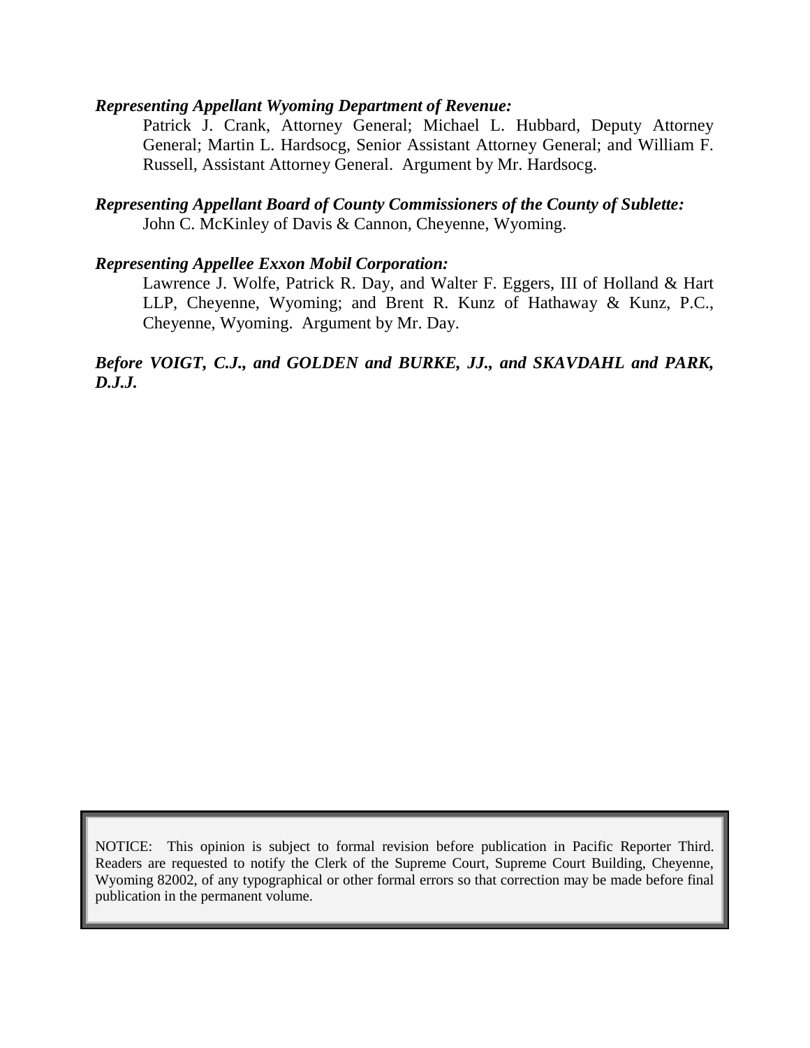***Representing Appellant Wyoming Department of Revenue:***

Patrick J. Crank, Attorney General; Michael L. Hubbard, Deputy Attorney General; Martin L. Hardsocg, Senior Assistant Attorney General; and William F. Russell, Assistant Attorney General. Argument by Mr. Hardsocg.

***Representing Appellant Board of County Commissioners of the County of Sublette:***

John C. McKinley of Davis & Cannon, Cheyenne, Wyoming.

***Representing Appellee Exxon Mobil Corporation:***

Lawrence J. Wolfe, Patrick R. Day, and Walter F. Eggers, III of Holland & Hart LLP, Cheyenne, Wyoming; and Brent R. Kunz of Hathaway & Kunz, P.C., Cheyenne, Wyoming. Argument by Mr. Day.

***Before VOIGT, C.J., and GOLDEN and BURKE, JJ., and SKAVDAHL and PARK, D.J.J.***

NOTICE: This opinion is subject to formal revision before publication in Pacific Reporter Third. Readers are requested to notify the Clerk of the Supreme Court, Supreme Court Building, Cheyenne, Wyoming 82002, of any typographical or other formal errors so that correction may be made before final publication in the permanent volume.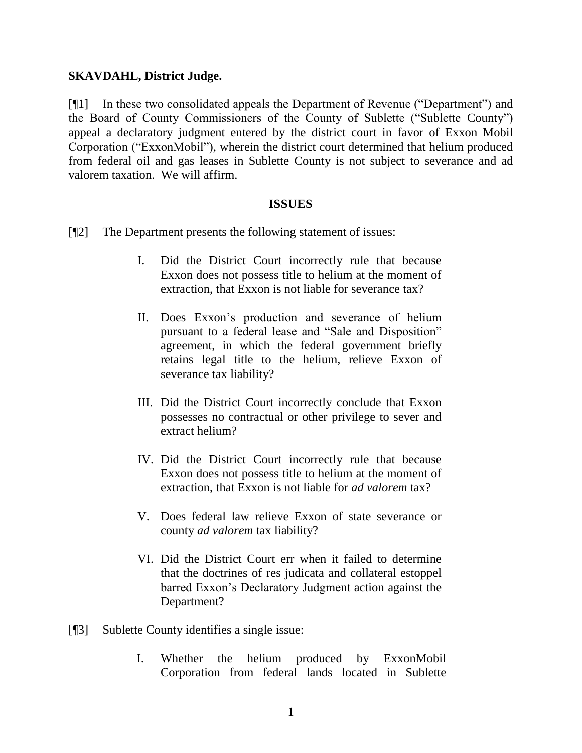**SKAVDAHL, District Judge.**

[¶1] In these two consolidated appeals the Department of Revenue ("Department") and the Board of County Commissioners of the County of Sublette ("Sublette County") appeal a declaratory judgment entered by the district court in favor of Exxon Mobil Corporation ("ExxonMobil"), wherein the district court determined that helium produced from federal oil and gas leases in Sublette County is not subject to severance and ad valorem taxation. We will affirm.

## ISSUES

[¶2] The Department presents the following statement of issues:

> I. Did the District Court incorrectly rule that because Exxon does not possess title to helium at the moment of extraction, that Exxon is not liable for severance tax?
>
> II. Does Exxon's production and severance of helium pursuant to a federal lease and "Sale and Disposition" agreement, in which the federal government briefly retains legal title to the helium, relieve Exxon of severance tax liability?
>
> III. Did the District Court incorrectly conclude that Exxon possesses no contractual or other privilege to sever and extract helium?
>
> IV. Did the District Court incorrectly rule that because Exxon does not possess title to helium at the moment of extraction, that Exxon is not liable for *ad valorem* tax?
>
> V. Does federal law relieve Exxon of state severance or county *ad valorem* tax liability?
>
> VI. Did the District Court err when it failed to determine that the doctrines of res judicata and collateral estoppel barred Exxon's Declaratory Judgment action against the Department?

[¶3] Sublette County identifies a single issue:

> I. Whether the helium produced by ExxonMobil Corporation from federal lands located in Sublette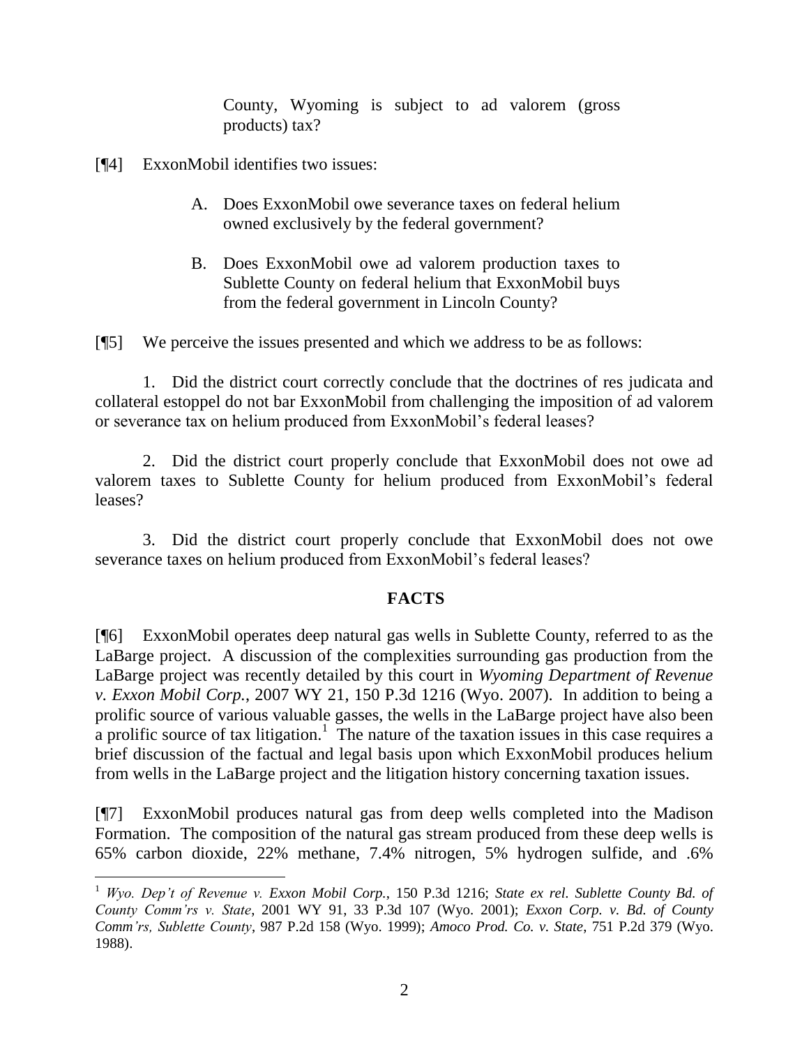County, Wyoming is subject to ad valorem (gross products) tax?

[¶4] ExxonMobil identifies two issues:

> A. Does ExxonMobil owe severance taxes on federal helium owned exclusively by the federal government?
>
> B. Does ExxonMobil owe ad valorem production taxes to Sublette County on federal helium that ExxonMobil buys from the federal government in Lincoln County?

[¶5] We perceive the issues presented and which we address to be as follows:

1. Did the district court correctly conclude that the doctrines of res judicata and collateral estoppel do not bar ExxonMobil from challenging the imposition of ad valorem or severance tax on helium produced from ExxonMobil's federal leases?

2. Did the district court properly conclude that ExxonMobil does not owe ad valorem taxes to Sublette County for helium produced from ExxonMobil's federal leases?

3. Did the district court properly conclude that ExxonMobil does not owe severance taxes on helium produced from ExxonMobil's federal leases?

## FACTS

[¶6] ExxonMobil operates deep natural gas wells in Sublette County, referred to as the LaBarge project. A discussion of the complexities surrounding gas production from the LaBarge project was recently detailed by this court in *Wyoming Department of Revenue v. Exxon Mobil Corp.*, 2007 WY 21, 150 P.3d 1216 (Wyo. 2007). In addition to being a prolific source of various valuable gasses, the wells in the LaBarge project have also been a prolific source of tax litigation.[1] The nature of the taxation issues in this case requires a brief discussion of the factual and legal basis upon which ExxonMobil produces helium from wells in the LaBarge project and the litigation history concerning taxation issues.

[¶7] ExxonMobil produces natural gas from deep wells completed into the Madison Formation. The composition of the natural gas stream produced from these deep wells is 65% carbon dioxide, 22% methane, 7.4% nitrogen, 5% hydrogen sulfide, and .6%

---

[1] *Wyo. Dep't of Revenue v. Exxon Mobil Corp.*, 150 P.3d 1216; *State ex rel. Sublette County Bd. of County Comm'rs v. State*, 2001 WY 91, 33 P.3d 107 (Wyo. 2001); *Exxon Corp. v. Bd. of County Comm'rs, Sublette County*, 987 P.2d 158 (Wyo. 1999); *Amoco Prod. Co. v. State*, 751 P.2d 379 (Wyo. 1988).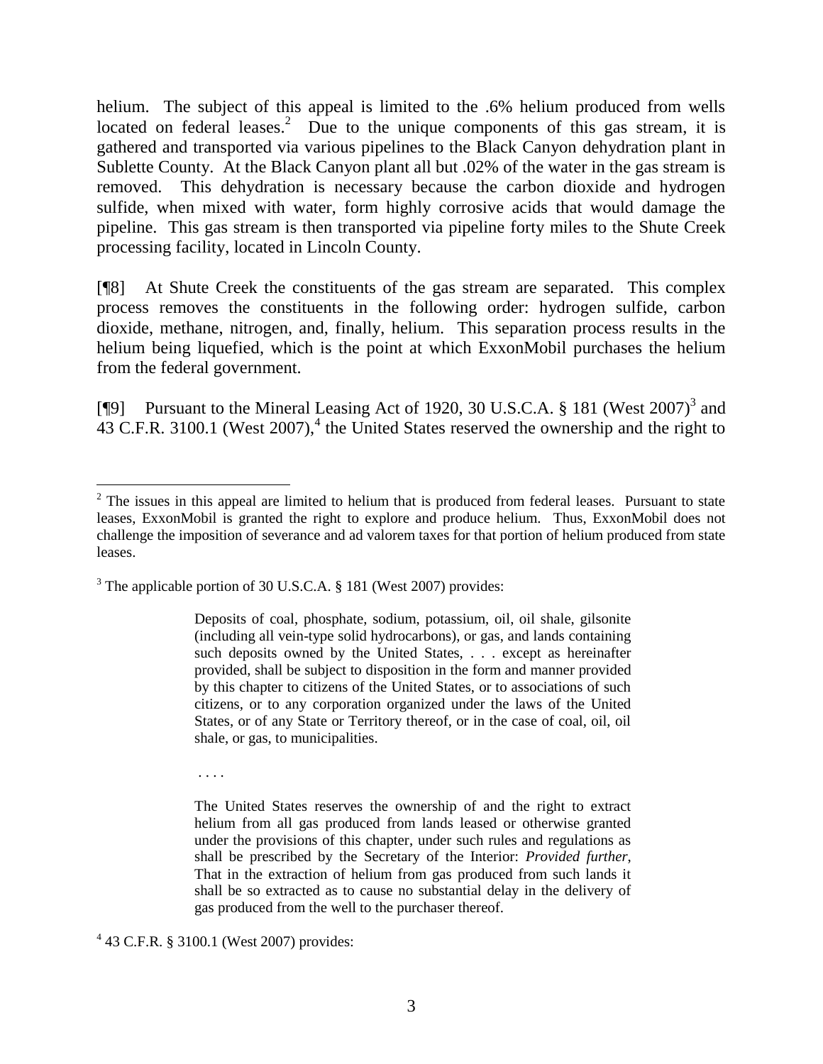helium. The subject of this appeal is limited to the .6% helium produced from wells located on federal leases.[2] Due to the unique components of this gas stream, it is gathered and transported via various pipelines to the Black Canyon dehydration plant in Sublette County. At the Black Canyon plant all but .02% of the water in the gas stream is removed. This dehydration is necessary because the carbon dioxide and hydrogen sulfide, when mixed with water, form highly corrosive acids that would damage the pipeline. This gas stream is then transported via pipeline forty miles to the Shute Creek processing facility, located in Lincoln County.

[¶8] At Shute Creek the constituents of the gas stream are separated. This complex process removes the constituents in the following order: hydrogen sulfide, carbon dioxide, methane, nitrogen, and, finally, helium. This separation process results in the helium being liquefied, which is the point at which ExxonMobil purchases the helium from the federal government.

[¶9] Pursuant to the Mineral Leasing Act of 1920, 30 U.S.C.A. § 181 (West 2007)[3] and 43 C.F.R. 3100.1 (West 2007),[4] the United States reserved the ownership and the right to

---

[2] The issues in this appeal are limited to helium that is produced from federal leases. Pursuant to state leases, ExxonMobil is granted the right to explore and produce helium. Thus, ExxonMobil does not challenge the imposition of severance and ad valorem taxes for that portion of helium produced from state leases.

[3] The applicable portion of 30 U.S.C.A. § 181 (West 2007) provides:

> Deposits of coal, phosphate, sodium, potassium, oil, oil shale, gilsonite (including all vein-type solid hydrocarbons), or gas, and lands containing such deposits owned by the United States, . . . except as hereinafter provided, shall be subject to disposition in the form and manner provided by this chapter to citizens of the United States, or to associations of such citizens, or to any corporation organized under the laws of the United States, or of any State or Territory thereof, or in the case of coal, oil, oil shale, or gas, to municipalities.
>
> . . . .
>
> The United States reserves the ownership of and the right to extract helium from all gas produced from lands leased or otherwise granted under the provisions of this chapter, under such rules and regulations as shall be prescribed by the Secretary of the Interior: *Provided further*, That in the extraction of helium from gas produced from such lands it shall be so extracted as to cause no substantial delay in the delivery of gas produced from the well to the purchaser thereof.

[4] 43 C.F.R. § 3100.1 (West 2007) provides: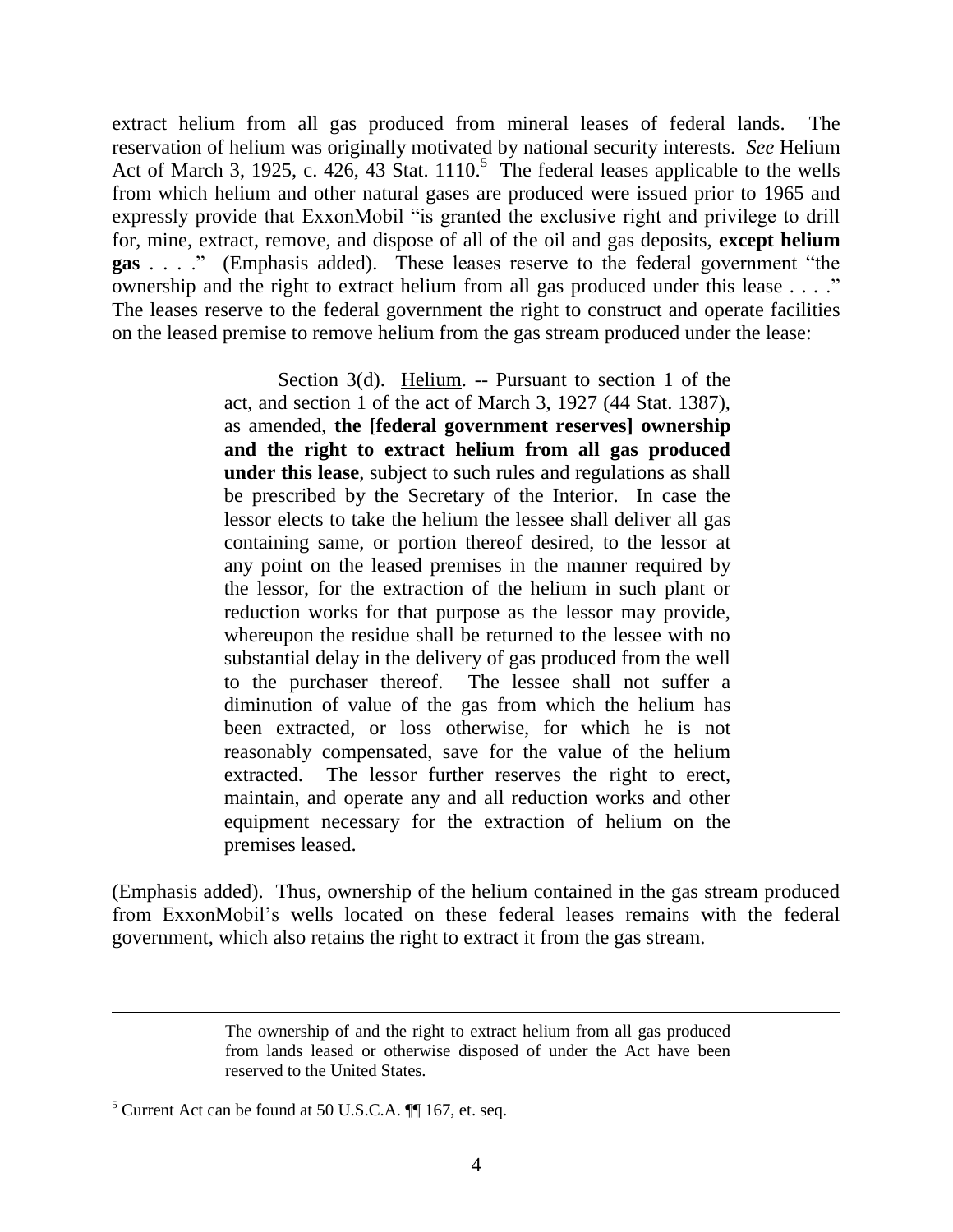extract helium from all gas produced from mineral leases of federal lands. The reservation of helium was originally motivated by national security interests. *See* Helium Act of March 3, 1925, c. 426, 43 Stat. 1110.[5] The federal leases applicable to the wells from which helium and other natural gases are produced were issued prior to 1965 and expressly provide that ExxonMobil "is granted the exclusive right and privilege to drill for, mine, extract, remove, and dispose of all of the oil and gas deposits, **except helium gas** . . . ." (Emphasis added). These leases reserve to the federal government "the ownership and the right to extract helium from all gas produced under this lease . . . ." The leases reserve to the federal government the right to construct and operate facilities on the leased premise to remove helium from the gas stream produced under the lease:

> Section 3(d). Helium. -- Pursuant to section 1 of the act, and section 1 of the act of March 3, 1927 (44 Stat. 1387), as amended, **the [federal government reserves] ownership and the right to extract helium from all gas produced under this lease**, subject to such rules and regulations as shall be prescribed by the Secretary of the Interior. In case the lessor elects to take the helium the lessee shall deliver all gas containing same, or portion thereof desired, to the lessor at any point on the leased premises in the manner required by the lessor, for the extraction of the helium in such plant or reduction works for that purpose as the lessor may provide, whereupon the residue shall be returned to the lessee with no substantial delay in the delivery of gas produced from the well to the purchaser thereof. The lessee shall not suffer a diminution of value of the gas from which the helium has been extracted, or loss otherwise, for which he is not reasonably compensated, save for the value of the helium extracted. The lessor further reserves the right to erect, maintain, and operate any and all reduction works and other equipment necessary for the extraction of helium on the premises leased.

(Emphasis added). Thus, ownership of the helium contained in the gas stream produced from ExxonMobil's wells located on these federal leases remains with the federal government, which also retains the right to extract it from the gas stream.

---

> The ownership of and the right to extract helium from all gas produced from lands leased or otherwise disposed of under the Act have been reserved to the United States.

[5] Current Act can be found at 50 U.S.C.A. ¶¶ 167, et. seq.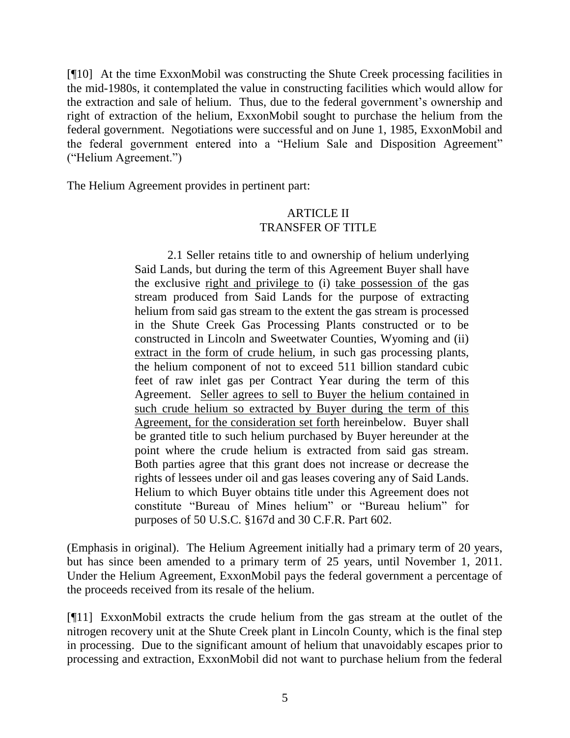[¶10] At the time ExxonMobil was constructing the Shute Creek processing facilities in the mid-1980s, it contemplated the value in constructing facilities which would allow for the extraction and sale of helium. Thus, due to the federal government's ownership and right of extraction of the helium, ExxonMobil sought to purchase the helium from the federal government. Negotiations were successful and on June 1, 1985, ExxonMobil and the federal government entered into a "Helium Sale and Disposition Agreement" ("Helium Agreement.")

The Helium Agreement provides in pertinent part:

> ARTICLE II
> TRANSFER OF TITLE
>
> 2.1 Seller retains title to and ownership of helium underlying Said Lands, but during the term of this Agreement Buyer shall have the exclusive <u>right and privilege to</u> (i) <u>take possession of</u> the gas stream produced from Said Lands for the purpose of extracting helium from said gas stream to the extent the gas stream is processed in the Shute Creek Gas Processing Plants constructed or to be constructed in Lincoln and Sweetwater Counties, Wyoming and (ii) <u>extract in the form of crude helium</u>, in such gas processing plants, the helium component of not to exceed 511 billion standard cubic feet of raw inlet gas per Contract Year during the term of this Agreement. <u>Seller agrees to sell to Buyer the helium contained in such crude helium so extracted by Buyer during the term of this Agreement, for the consideration set forth</u> hereinbelow. Buyer shall be granted title to such helium purchased by Buyer hereunder at the point where the crude helium is extracted from said gas stream. Both parties agree that this grant does not increase or decrease the rights of lessees under oil and gas leases covering any of Said Lands. Helium to which Buyer obtains title under this Agreement does not constitute "Bureau of Mines helium" or "Bureau helium" for purposes of 50 U.S.C. §167d and 30 C.F.R. Part 602.

(Emphasis in original). The Helium Agreement initially had a primary term of 20 years, but has since been amended to a primary term of 25 years, until November 1, 2011. Under the Helium Agreement, ExxonMobil pays the federal government a percentage of the proceeds received from its resale of the helium.

[¶11] ExxonMobil extracts the crude helium from the gas stream at the outlet of the nitrogen recovery unit at the Shute Creek plant in Lincoln County, which is the final step in processing. Due to the significant amount of helium that unavoidably escapes prior to processing and extraction, ExxonMobil did not want to purchase helium from the federal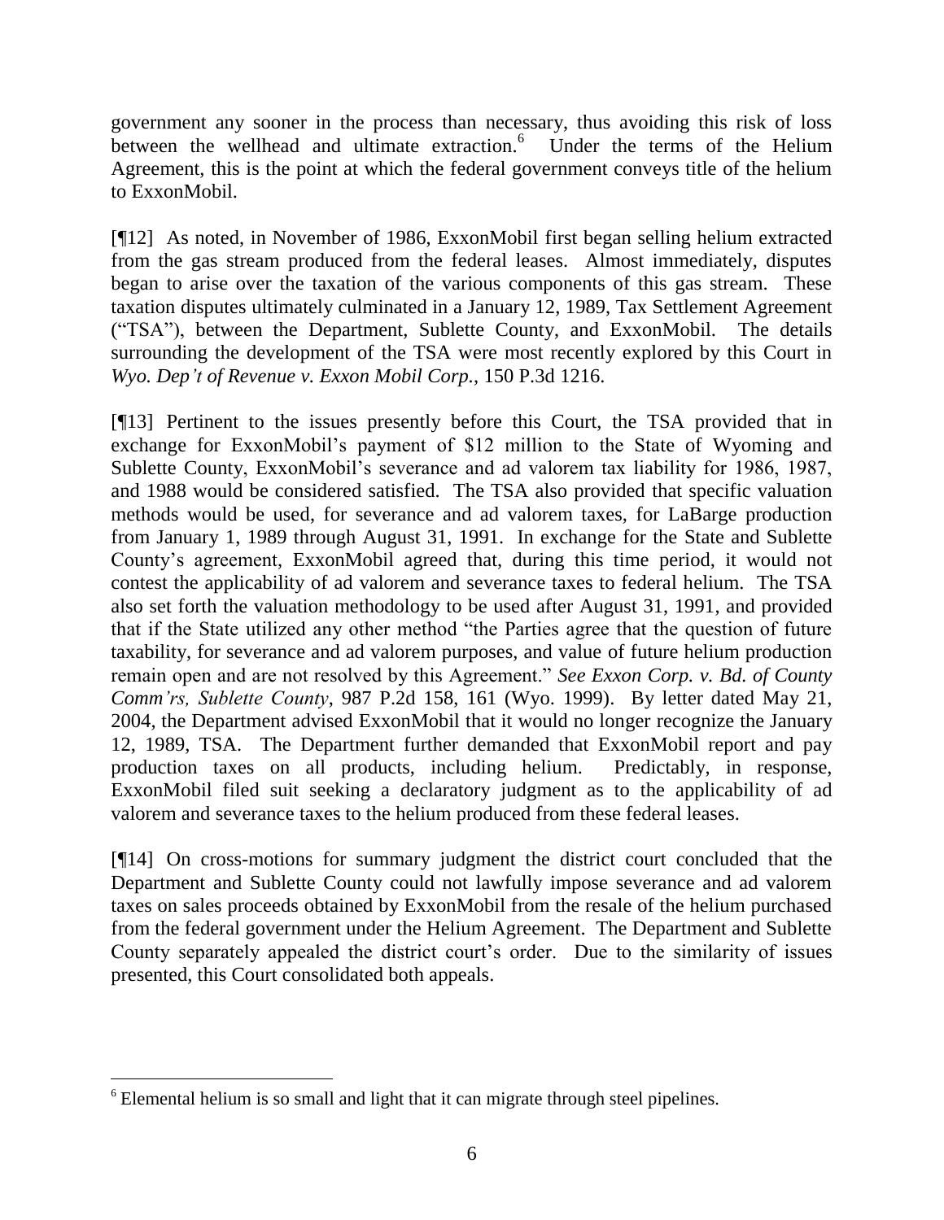government any sooner in the process than necessary, thus avoiding this risk of loss between the wellhead and ultimate extraction.[6] Under the terms of the Helium Agreement, this is the point at which the federal government conveys title of the helium to ExxonMobil.

[¶12] As noted, in November of 1986, ExxonMobil first began selling helium extracted from the gas stream produced from the federal leases. Almost immediately, disputes began to arise over the taxation of the various components of this gas stream. These taxation disputes ultimately culminated in a January 12, 1989, Tax Settlement Agreement ("TSA"), between the Department, Sublette County, and ExxonMobil. The details surrounding the development of the TSA were most recently explored by this Court in *Wyo. Dep't of Revenue v. Exxon Mobil Corp.*, 150 P.3d 1216.

[¶13] Pertinent to the issues presently before this Court, the TSA provided that in exchange for ExxonMobil's payment of $12 million to the State of Wyoming and Sublette County, ExxonMobil's severance and ad valorem tax liability for 1986, 1987, and 1988 would be considered satisfied. The TSA also provided that specific valuation methods would be used, for severance and ad valorem taxes, for LaBarge production from January 1, 1989 through August 31, 1991. In exchange for the State and Sublette County's agreement, ExxonMobil agreed that, during this time period, it would not contest the applicability of ad valorem and severance taxes to federal helium. The TSA also set forth the valuation methodology to be used after August 31, 1991, and provided that if the State utilized any other method "the Parties agree that the question of future taxability, for severance and ad valorem purposes, and value of future helium production remain open and are not resolved by this Agreement." *See Exxon Corp. v. Bd. of County Comm'rs, Sublette County*, 987 P.2d 158, 161 (Wyo. 1999). By letter dated May 21, 2004, the Department advised ExxonMobil that it would no longer recognize the January 12, 1989, TSA. The Department further demanded that ExxonMobil report and pay production taxes on all products, including helium. Predictably, in response, ExxonMobil filed suit seeking a declaratory judgment as to the applicability of ad valorem and severance taxes to the helium produced from these federal leases.

[¶14] On cross-motions for summary judgment the district court concluded that the Department and Sublette County could not lawfully impose severance and ad valorem taxes on sales proceeds obtained by ExxonMobil from the resale of the helium purchased from the federal government under the Helium Agreement. The Department and Sublette County separately appealed the district court's order. Due to the similarity of issues presented, this Court consolidated both appeals.

---

[6] Elemental helium is so small and light that it can migrate through steel pipelines.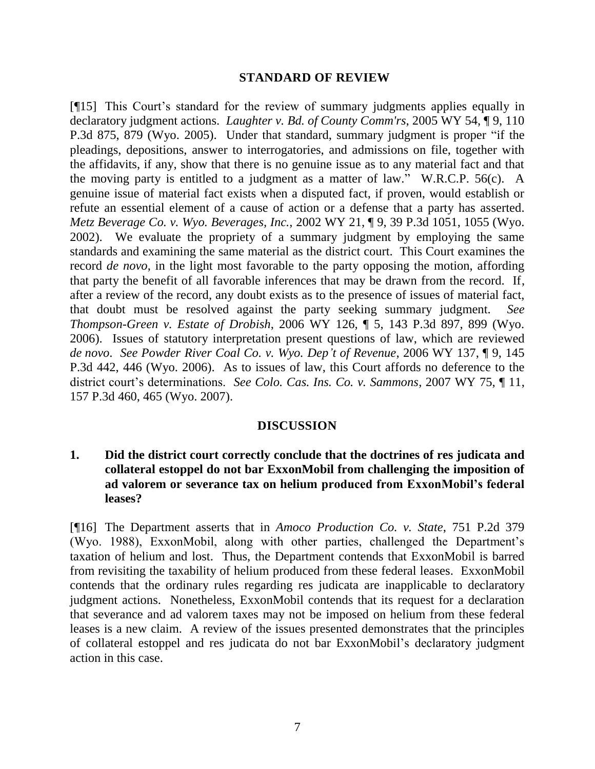## STANDARD OF REVIEW

[¶15] This Court's standard for the review of summary judgments applies equally in declaratory judgment actions. *Laughter v. Bd. of County Comm'rs*, 2005 WY 54, ¶ 9, 110 P.3d 875, 879 (Wyo. 2005). Under that standard, summary judgment is proper "if the pleadings, depositions, answer to interrogatories, and admissions on file, together with the affidavits, if any, show that there is no genuine issue as to any material fact and that the moving party is entitled to a judgment as a matter of law." W.R.C.P. 56(c). A genuine issue of material fact exists when a disputed fact, if proven, would establish or refute an essential element of a cause of action or a defense that a party has asserted. *Metz Beverage Co. v. Wyo. Beverages, Inc.*, 2002 WY 21, ¶ 9, 39 P.3d 1051, 1055 (Wyo. 2002). We evaluate the propriety of a summary judgment by employing the same standards and examining the same material as the district court. This Court examines the record *de novo*, in the light most favorable to the party opposing the motion, affording that party the benefit of all favorable inferences that may be drawn from the record. If, after a review of the record, any doubt exists as to the presence of issues of material fact, that doubt must be resolved against the party seeking summary judgment. *See Thompson-Green v. Estate of Drobish*, 2006 WY 126, ¶ 5, 143 P.3d 897, 899 (Wyo. 2006). Issues of statutory interpretation present questions of law, which are reviewed *de novo*. *See Powder River Coal Co. v. Wyo. Dep't of Revenue*, 2006 WY 137, ¶ 9, 145 P.3d 442, 446 (Wyo. 2006). As to issues of law, this Court affords no deference to the district court's determinations. *See Colo. Cas. Ins. Co. v. Sammons*, 2007 WY 75, ¶ 11, 157 P.3d 460, 465 (Wyo. 2007).

## DISCUSSION

### 1. Did the district court correctly conclude that the doctrines of res judicata and collateral estoppel do not bar ExxonMobil from challenging the imposition of ad valorem or severance tax on helium produced from ExxonMobil's federal leases?

[¶16] The Department asserts that in *Amoco Production Co. v. State*, 751 P.2d 379 (Wyo. 1988), ExxonMobil, along with other parties, challenged the Department's taxation of helium and lost. Thus, the Department contends that ExxonMobil is barred from revisiting the taxability of helium produced from these federal leases. ExxonMobil contends that the ordinary rules regarding res judicata are inapplicable to declaratory judgment actions. Nonetheless, ExxonMobil contends that its request for a declaration that severance and ad valorem taxes may not be imposed on helium from these federal leases is a new claim. A review of the issues presented demonstrates that the principles of collateral estoppel and res judicata do not bar ExxonMobil's declaratory judgment action in this case.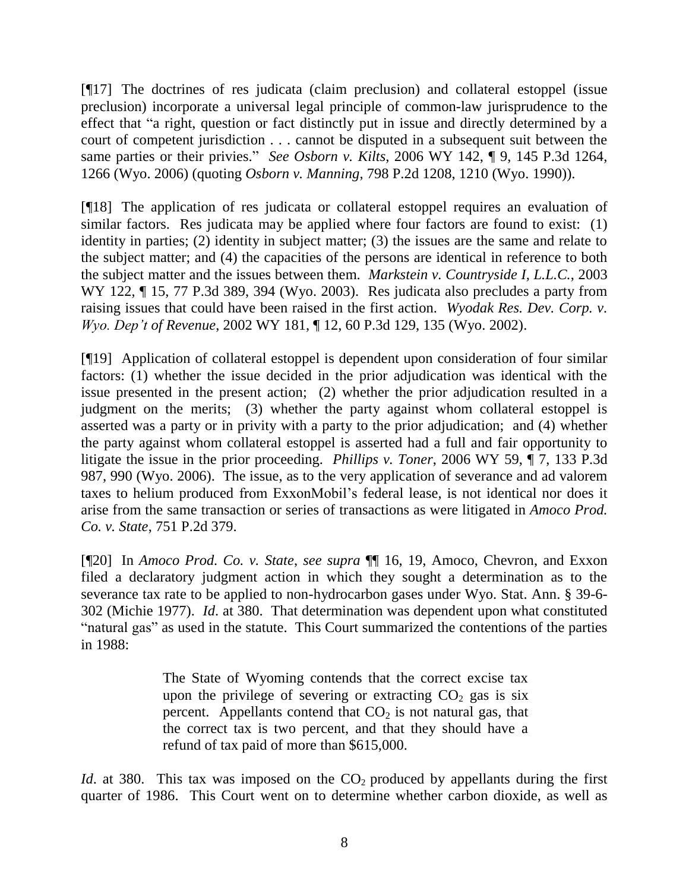[¶17] The doctrines of res judicata (claim preclusion) and collateral estoppel (issue preclusion) incorporate a universal legal principle of common-law jurisprudence to the effect that "a right, question or fact distinctly put in issue and directly determined by a court of competent jurisdiction . . . cannot be disputed in a subsequent suit between the same parties or their privies." *See Osborn v. Kilts*, 2006 WY 142, ¶ 9, 145 P.3d 1264, 1266 (Wyo. 2006) (quoting *Osborn v. Manning*, 798 P.2d 1208, 1210 (Wyo. 1990)).

[¶18] The application of res judicata or collateral estoppel requires an evaluation of similar factors. Res judicata may be applied where four factors are found to exist: (1) identity in parties; (2) identity in subject matter; (3) the issues are the same and relate to the subject matter; and (4) the capacities of the persons are identical in reference to both the subject matter and the issues between them. *Markstein v. Countryside I, L.L.C.*, 2003 WY 122, ¶ 15, 77 P.3d 389, 394 (Wyo. 2003). Res judicata also precludes a party from raising issues that could have been raised in the first action. *Wyodak Res. Dev. Corp. v. Wyo. Dep't of Revenue*, 2002 WY 181, ¶ 12, 60 P.3d 129, 135 (Wyo. 2002).

[¶19] Application of collateral estoppel is dependent upon consideration of four similar factors: (1) whether the issue decided in the prior adjudication was identical with the issue presented in the present action; (2) whether the prior adjudication resulted in a judgment on the merits; (3) whether the party against whom collateral estoppel is asserted was a party or in privity with a party to the prior adjudication; and (4) whether the party against whom collateral estoppel is asserted had a full and fair opportunity to litigate the issue in the prior proceeding. *Phillips v. Toner*, 2006 WY 59, ¶ 7, 133 P.3d 987, 990 (Wyo. 2006). The issue, as to the very application of severance and ad valorem taxes to helium produced from ExxonMobil's federal lease, is not identical nor does it arise from the same transaction or series of transactions as were litigated in *Amoco Prod. Co. v. State*, 751 P.2d 379.

[¶20] In *Amoco Prod. Co. v. State*, *see supra* ¶¶ 16, 19, Amoco, Chevron, and Exxon filed a declaratory judgment action in which they sought a determination as to the severance tax rate to be applied to non-hydrocarbon gases under Wyo. Stat. Ann. § 39-6-302 (Michie 1977). *Id*. at 380. That determination was dependent upon what constituted "natural gas" as used in the statute. This Court summarized the contentions of the parties in 1988:

> The State of Wyoming contends that the correct excise tax upon the privilege of severing or extracting $CO_2$ gas is six percent. Appellants contend that $CO_2$ is not natural gas, that the correct tax is two percent, and that they should have a refund of tax paid of more than $615,000.

*Id*. at 380. This tax was imposed on the $CO_2$ produced by appellants during the first quarter of 1986. This Court went on to determine whether carbon dioxide, as well as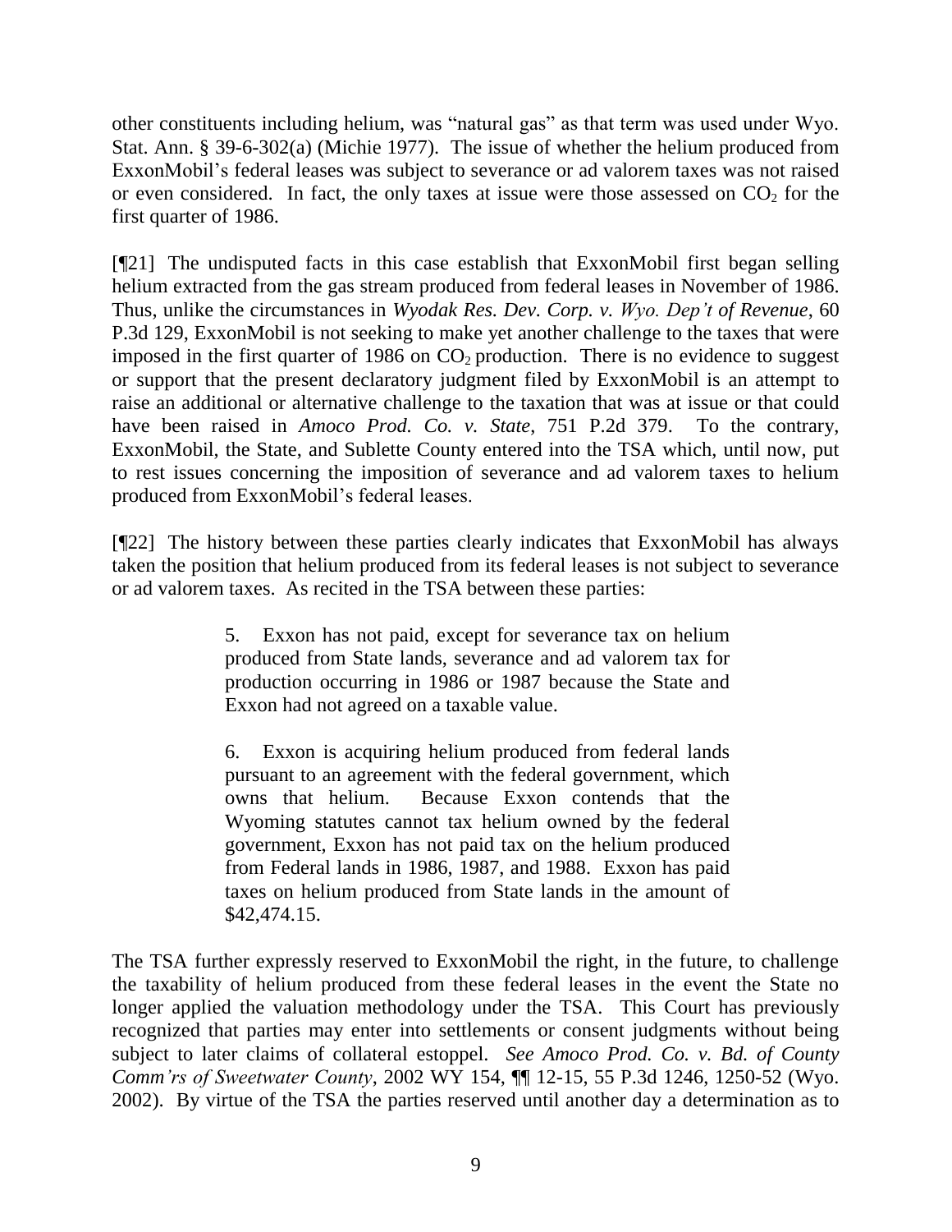other constituents including helium, was "natural gas" as that term was used under Wyo. Stat. Ann. § 39-6-302(a) (Michie 1977). The issue of whether the helium produced from ExxonMobil's federal leases was subject to severance or ad valorem taxes was not raised or even considered. In fact, the only taxes at issue were those assessed on $CO_2$ for the first quarter of 1986.

[¶21] The undisputed facts in this case establish that ExxonMobil first began selling helium extracted from the gas stream produced from federal leases in November of 1986. Thus, unlike the circumstances in *Wyodak Res. Dev. Corp. v. Wyo. Dep't of Revenue*, 60 P.3d 129, ExxonMobil is not seeking to make yet another challenge to the taxes that were imposed in the first quarter of 1986 on $CO_2$ production. There is no evidence to suggest or support that the present declaratory judgment filed by ExxonMobil is an attempt to raise an additional or alternative challenge to the taxation that was at issue or that could have been raised in *Amoco Prod. Co. v. State*, 751 P.2d 379. To the contrary, ExxonMobil, the State, and Sublette County entered into the TSA which, until now, put to rest issues concerning the imposition of severance and ad valorem taxes to helium produced from ExxonMobil's federal leases.

[¶22] The history between these parties clearly indicates that ExxonMobil has always taken the position that helium produced from its federal leases is not subject to severance or ad valorem taxes. As recited in the TSA between these parties:

> 5. Exxon has not paid, except for severance tax on helium produced from State lands, severance and ad valorem tax for production occurring in 1986 or 1987 because the State and Exxon had not agreed on a taxable value.
>
> 6. Exxon is acquiring helium produced from federal lands pursuant to an agreement with the federal government, which owns that helium. Because Exxon contends that the Wyoming statutes cannot tax helium owned by the federal government, Exxon has not paid tax on the helium produced from Federal lands in 1986, 1987, and 1988. Exxon has paid taxes on helium produced from State lands in the amount of $42,474.15.

The TSA further expressly reserved to ExxonMobil the right, in the future, to challenge the taxability of helium produced from these federal leases in the event the State no longer applied the valuation methodology under the TSA. This Court has previously recognized that parties may enter into settlements or consent judgments without being subject to later claims of collateral estoppel. *See Amoco Prod. Co. v. Bd. of County Comm'rs of Sweetwater County*, 2002 WY 154, ¶¶ 12-15, 55 P.3d 1246, 1250-52 (Wyo. 2002). By virtue of the TSA the parties reserved until another day a determination as to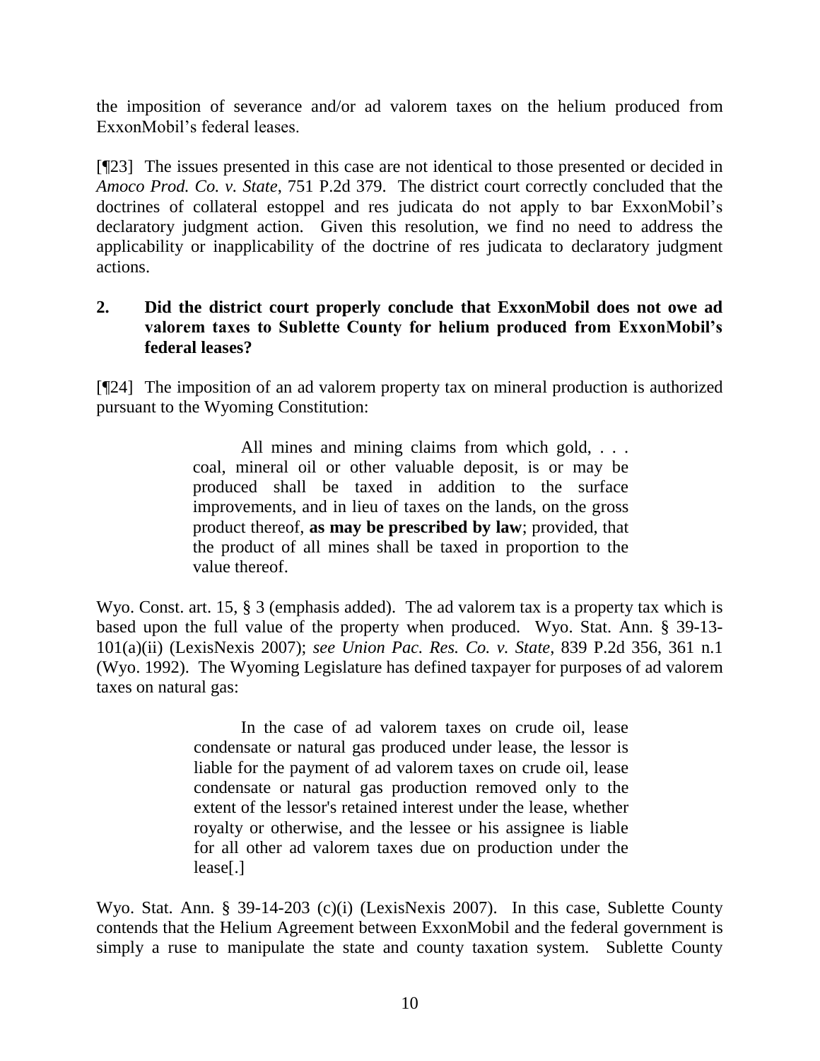the imposition of severance and/or ad valorem taxes on the helium produced from ExxonMobil's federal leases.

[¶23] The issues presented in this case are not identical to those presented or decided in *Amoco Prod. Co. v. State*, 751 P.2d 379. The district court correctly concluded that the doctrines of collateral estoppel and res judicata do not apply to bar ExxonMobil's declaratory judgment action. Given this resolution, we find no need to address the applicability or inapplicability of the doctrine of res judicata to declaratory judgment actions.

**2. Did the district court properly conclude that ExxonMobil does not owe ad valorem taxes to Sublette County for helium produced from ExxonMobil's federal leases?**

[¶24] The imposition of an ad valorem property tax on mineral production is authorized pursuant to the Wyoming Constitution:

> All mines and mining claims from which gold, . . . coal, mineral oil or other valuable deposit, is or may be produced shall be taxed in addition to the surface improvements, and in lieu of taxes on the lands, on the gross product thereof, **as may be prescribed by law**; provided, that the product of all mines shall be taxed in proportion to the value thereof.

Wyo. Const. art. 15, § 3 (emphasis added). The ad valorem tax is a property tax which is based upon the full value of the property when produced. Wyo. Stat. Ann. § 39-13-101(a)(ii) (LexisNexis 2007); *see Union Pac. Res. Co. v. State*, 839 P.2d 356, 361 n.1 (Wyo. 1992). The Wyoming Legislature has defined taxpayer for purposes of ad valorem taxes on natural gas:

> In the case of ad valorem taxes on crude oil, lease condensate or natural gas produced under lease, the lessor is liable for the payment of ad valorem taxes on crude oil, lease condensate or natural gas production removed only to the extent of the lessor's retained interest under the lease, whether royalty or otherwise, and the lessee or his assignee is liable for all other ad valorem taxes due on production under the lease[.]

Wyo. Stat. Ann. § 39-14-203 (c)(i) (LexisNexis 2007). In this case, Sublette County contends that the Helium Agreement between ExxonMobil and the federal government is simply a ruse to manipulate the state and county taxation system. Sublette County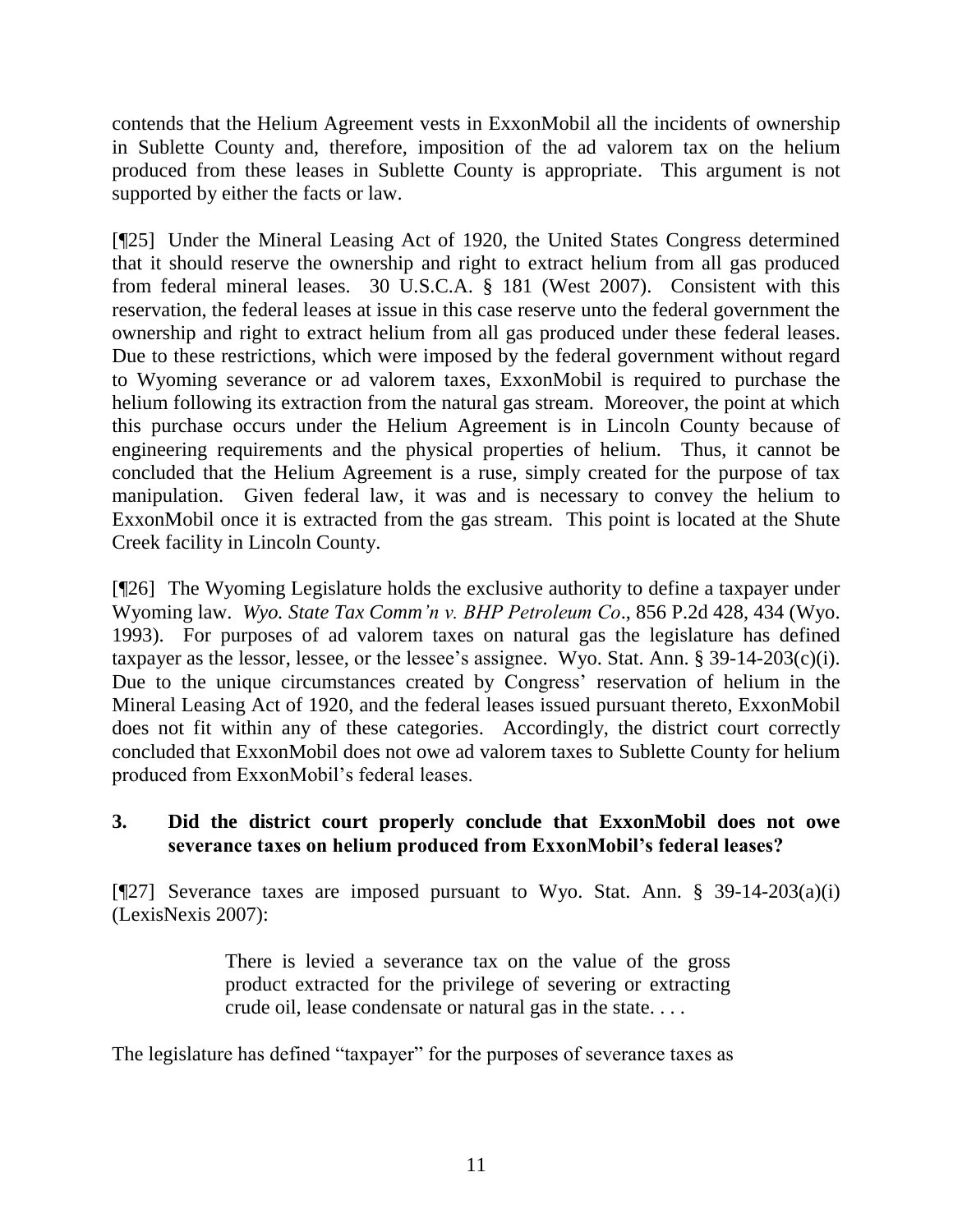contends that the Helium Agreement vests in ExxonMobil all the incidents of ownership in Sublette County and, therefore, imposition of the ad valorem tax on the helium produced from these leases in Sublette County is appropriate. This argument is not supported by either the facts or law.

[¶25] Under the Mineral Leasing Act of 1920, the United States Congress determined that it should reserve the ownership and right to extract helium from all gas produced from federal mineral leases. 30 U.S.C.A. § 181 (West 2007). Consistent with this reservation, the federal leases at issue in this case reserve unto the federal government the ownership and right to extract helium from all gas produced under these federal leases. Due to these restrictions, which were imposed by the federal government without regard to Wyoming severance or ad valorem taxes, ExxonMobil is required to purchase the helium following its extraction from the natural gas stream. Moreover, the point at which this purchase occurs under the Helium Agreement is in Lincoln County because of engineering requirements and the physical properties of helium. Thus, it cannot be concluded that the Helium Agreement is a ruse, simply created for the purpose of tax manipulation. Given federal law, it was and is necessary to convey the helium to ExxonMobil once it is extracted from the gas stream. This point is located at the Shute Creek facility in Lincoln County.

[¶26] The Wyoming Legislature holds the exclusive authority to define a taxpayer under Wyoming law. *Wyo. State Tax Comm'n v. BHP Petroleum Co*., 856 P.2d 428, 434 (Wyo. 1993). For purposes of ad valorem taxes on natural gas the legislature has defined taxpayer as the lessor, lessee, or the lessee's assignee. Wyo. Stat. Ann. § 39-14-203(c)(i). Due to the unique circumstances created by Congress' reservation of helium in the Mineral Leasing Act of 1920, and the federal leases issued pursuant thereto, ExxonMobil does not fit within any of these categories. Accordingly, the district court correctly concluded that ExxonMobil does not owe ad valorem taxes to Sublette County for helium produced from ExxonMobil's federal leases.

### 3. Did the district court properly conclude that ExxonMobil does not owe severance taxes on helium produced from ExxonMobil's federal leases?

[¶27] Severance taxes are imposed pursuant to Wyo. Stat. Ann. § 39-14-203(a)(i) (LexisNexis 2007):

> There is levied a severance tax on the value of the gross product extracted for the privilege of severing or extracting crude oil, lease condensate or natural gas in the state. . . .

The legislature has defined "taxpayer" for the purposes of severance taxes as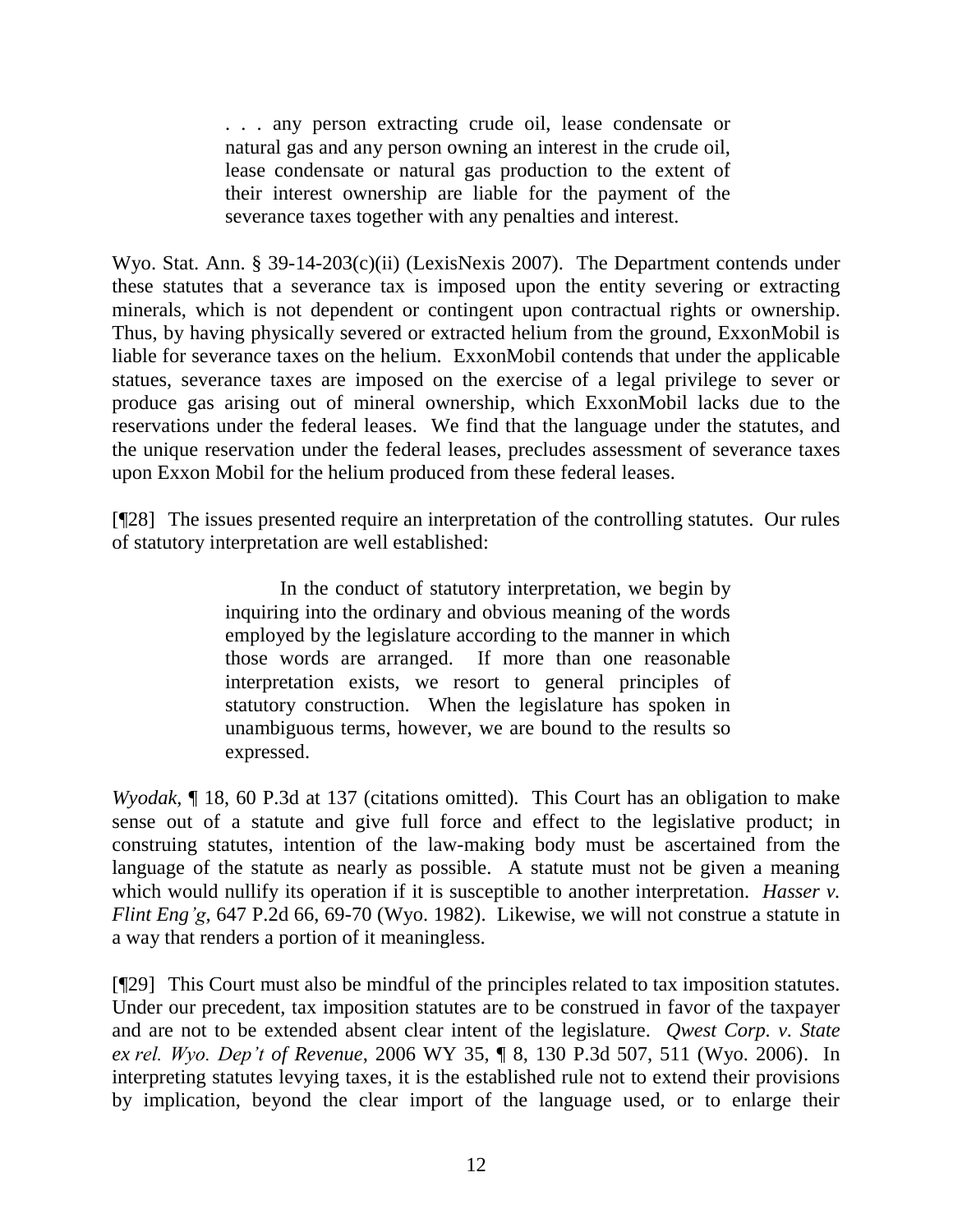> . . . any person extracting crude oil, lease condensate or natural gas and any person owning an interest in the crude oil, lease condensate or natural gas production to the extent of their interest ownership are liable for the payment of the severance taxes together with any penalties and interest.

Wyo. Stat. Ann. § 39-14-203(c)(ii) (LexisNexis 2007). The Department contends under these statutes that a severance tax is imposed upon the entity severing or extracting minerals, which is not dependent or contingent upon contractual rights or ownership. Thus, by having physically severed or extracted helium from the ground, ExxonMobil is liable for severance taxes on the helium. ExxonMobil contends that under the applicable statues, severance taxes are imposed on the exercise of a legal privilege to sever or produce gas arising out of mineral ownership, which ExxonMobil lacks due to the reservations under the federal leases. We find that the language under the statutes, and the unique reservation under the federal leases, precludes assessment of severance taxes upon Exxon Mobil for the helium produced from these federal leases.

[¶28] The issues presented require an interpretation of the controlling statutes. Our rules of statutory interpretation are well established:

> In the conduct of statutory interpretation, we begin by inquiring into the ordinary and obvious meaning of the words employed by the legislature according to the manner in which those words are arranged. If more than one reasonable interpretation exists, we resort to general principles of statutory construction. When the legislature has spoken in unambiguous terms, however, we are bound to the results so expressed.

*Wyodak*, ¶ 18, 60 P.3d at 137 (citations omitted). This Court has an obligation to make sense out of a statute and give full force and effect to the legislative product; in construing statutes, intention of the law-making body must be ascertained from the language of the statute as nearly as possible. A statute must not be given a meaning which would nullify its operation if it is susceptible to another interpretation. *Hasser v. Flint Eng'g*, 647 P.2d 66, 69-70 (Wyo. 1982). Likewise, we will not construe a statute in a way that renders a portion of it meaningless.

[¶29] This Court must also be mindful of the principles related to tax imposition statutes. Under our precedent, tax imposition statutes are to be construed in favor of the taxpayer and are not to be extended absent clear intent of the legislature. *Qwest Corp. v. State ex rel. Wyo. Dep't of Revenue*, 2006 WY 35, ¶ 8, 130 P.3d 507, 511 (Wyo. 2006). In interpreting statutes levying taxes, it is the established rule not to extend their provisions by implication, beyond the clear import of the language used, or to enlarge their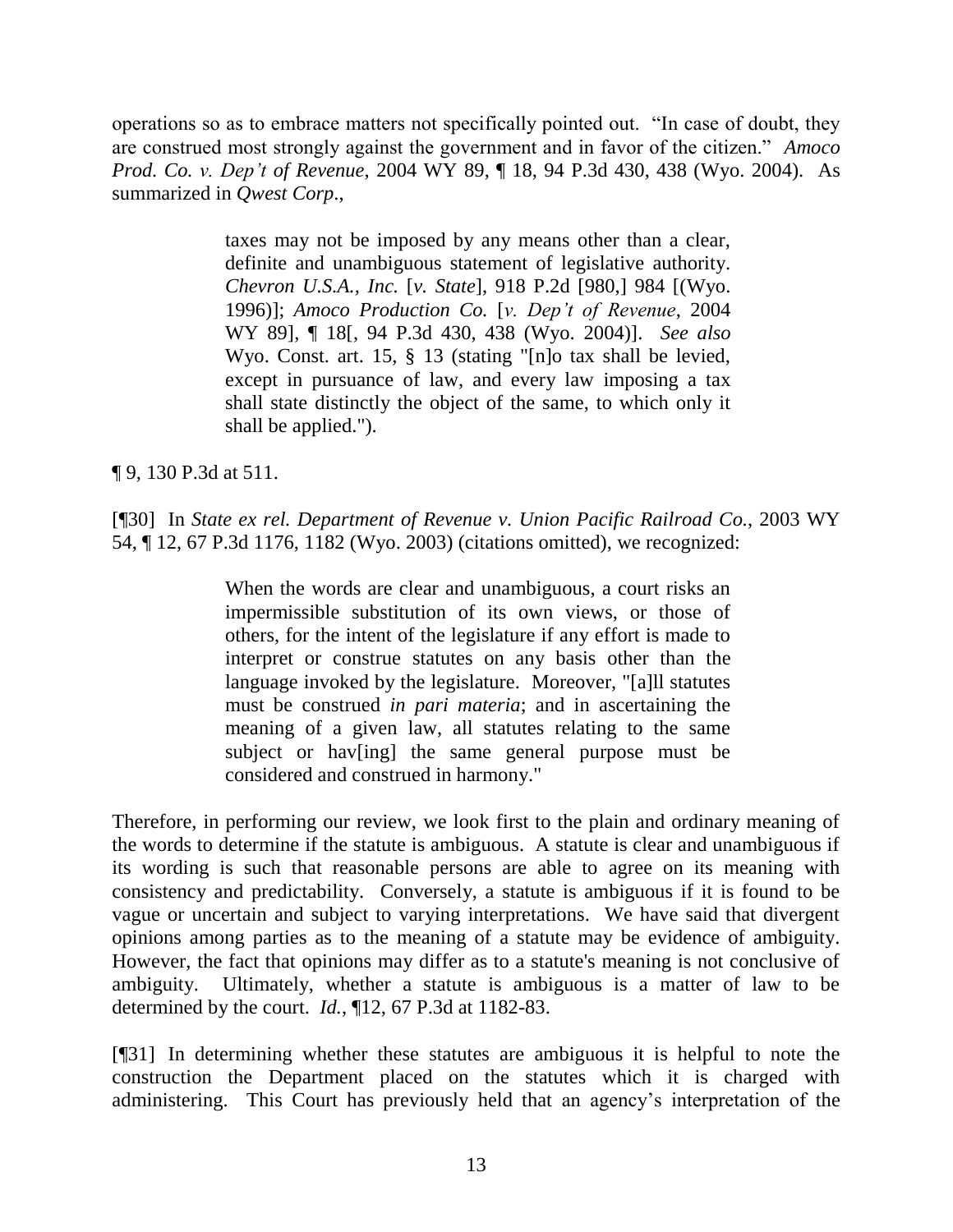operations so as to embrace matters not specifically pointed out. "In case of doubt, they are construed most strongly against the government and in favor of the citizen." *Amoco Prod. Co. v. Dep't of Revenue*, 2004 WY 89, ¶ 18, 94 P.3d 430, 438 (Wyo. 2004). As summarized in *Qwest Corp*.,

> taxes may not be imposed by any means other than a clear, definite and unambiguous statement of legislative authority. *Chevron U.S.A., Inc.* [*v. State*], 918 P.2d [980,] 984 [(Wyo. 1996)]; *Amoco Production Co.* [*v. Dep't of Revenue*, 2004 WY 89], ¶ 18[, 94 P.3d 430, 438 (Wyo. 2004)]. *See also* Wyo. Const. art. 15, § 13 (stating "[n]o tax shall be levied, except in pursuance of law, and every law imposing a tax shall state distinctly the object of the same, to which only it shall be applied.").

¶ 9, 130 P.3d at 511.

[¶30] In *State ex rel. Department of Revenue v. Union Pacific Railroad Co.*, 2003 WY 54, ¶ 12, 67 P.3d 1176, 1182 (Wyo. 2003) (citations omitted), we recognized:

> When the words are clear and unambiguous, a court risks an impermissible substitution of its own views, or those of others, for the intent of the legislature if any effort is made to interpret or construe statutes on any basis other than the language invoked by the legislature. Moreover, "[a]ll statutes must be construed *in pari materia*; and in ascertaining the meaning of a given law, all statutes relating to the same subject or hav[ing] the same general purpose must be considered and construed in harmony."

Therefore, in performing our review, we look first to the plain and ordinary meaning of the words to determine if the statute is ambiguous. A statute is clear and unambiguous if its wording is such that reasonable persons are able to agree on its meaning with consistency and predictability. Conversely, a statute is ambiguous if it is found to be vague or uncertain and subject to varying interpretations. We have said that divergent opinions among parties as to the meaning of a statute may be evidence of ambiguity. However, the fact that opinions may differ as to a statute's meaning is not conclusive of ambiguity. Ultimately, whether a statute is ambiguous is a matter of law to be determined by the court. *Id.*, ¶12, 67 P.3d at 1182-83.

[¶31] In determining whether these statutes are ambiguous it is helpful to note the construction the Department placed on the statutes which it is charged with administering. This Court has previously held that an agency's interpretation of the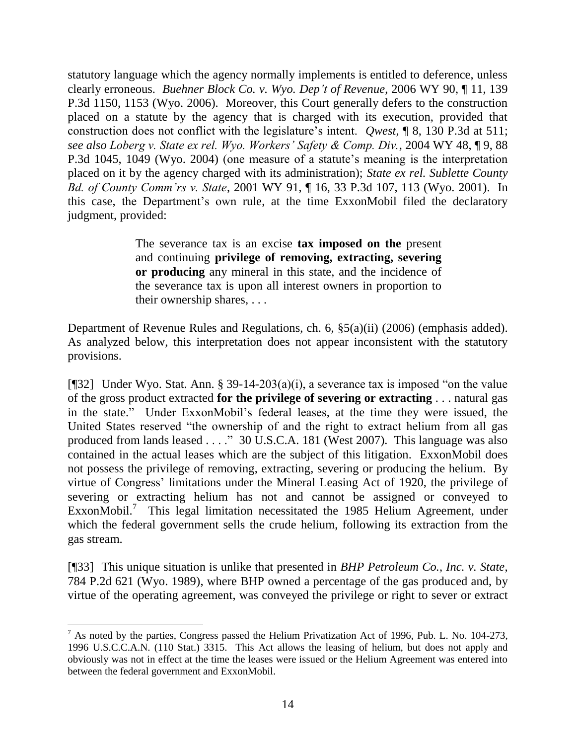statutory language which the agency normally implements is entitled to deference, unless clearly erroneous. *Buehner Block Co. v. Wyo. Dep't of Revenue*, 2006 WY 90, ¶ 11, 139 P.3d 1150, 1153 (Wyo. 2006). Moreover, this Court generally defers to the construction placed on a statute by the agency that is charged with its execution, provided that construction does not conflict with the legislature's intent. *Qwest*, ¶ 8, 130 P.3d at 511; *see also Loberg v. State ex rel. Wyo. Workers' Safety & Comp. Div.*, 2004 WY 48, ¶ 9, 88 P.3d 1045, 1049 (Wyo. 2004) (one measure of a statute's meaning is the interpretation placed on it by the agency charged with its administration); *State ex rel. Sublette County Bd. of County Comm'rs v. State*, 2001 WY 91, ¶ 16, 33 P.3d 107, 113 (Wyo. 2001). In this case, the Department's own rule, at the time ExxonMobil filed the declaratory judgment, provided:

> The severance tax is an excise **tax imposed on the** present and continuing **privilege of removing, extracting, severing or producing** any mineral in this state, and the incidence of the severance tax is upon all interest owners in proportion to their ownership shares, . . .

Department of Revenue Rules and Regulations, ch. 6, §5(a)(ii) (2006) (emphasis added). As analyzed below, this interpretation does not appear inconsistent with the statutory provisions.

[¶32] Under Wyo. Stat. Ann. § 39-14-203(a)(i), a severance tax is imposed "on the value of the gross product extracted **for the privilege of severing or extracting** . . . natural gas in the state." Under ExxonMobil's federal leases, at the time they were issued, the United States reserved "the ownership of and the right to extract helium from all gas produced from lands leased . . . ." 30 U.S.C.A. 181 (West 2007). This language was also contained in the actual leases which are the subject of this litigation. ExxonMobil does not possess the privilege of removing, extracting, severing or producing the helium. By virtue of Congress' limitations under the Mineral Leasing Act of 1920, the privilege of severing or extracting helium has not and cannot be assigned or conveyed to ExxonMobil.[7] This legal limitation necessitated the 1985 Helium Agreement, under which the federal government sells the crude helium, following its extraction from the gas stream.

[¶33] This unique situation is unlike that presented in *BHP Petroleum Co., Inc. v. State*, 784 P.2d 621 (Wyo. 1989), where BHP owned a percentage of the gas produced and, by virtue of the operating agreement, was conveyed the privilege or right to sever or extract

---

[7] As noted by the parties, Congress passed the Helium Privatization Act of 1996, Pub. L. No. 104-273, 1996 U.S.C.C.A.N. (110 Stat.) 3315. This Act allows the leasing of helium, but does not apply and obviously was not in effect at the time the leases were issued or the Helium Agreement was entered into between the federal government and ExxonMobil.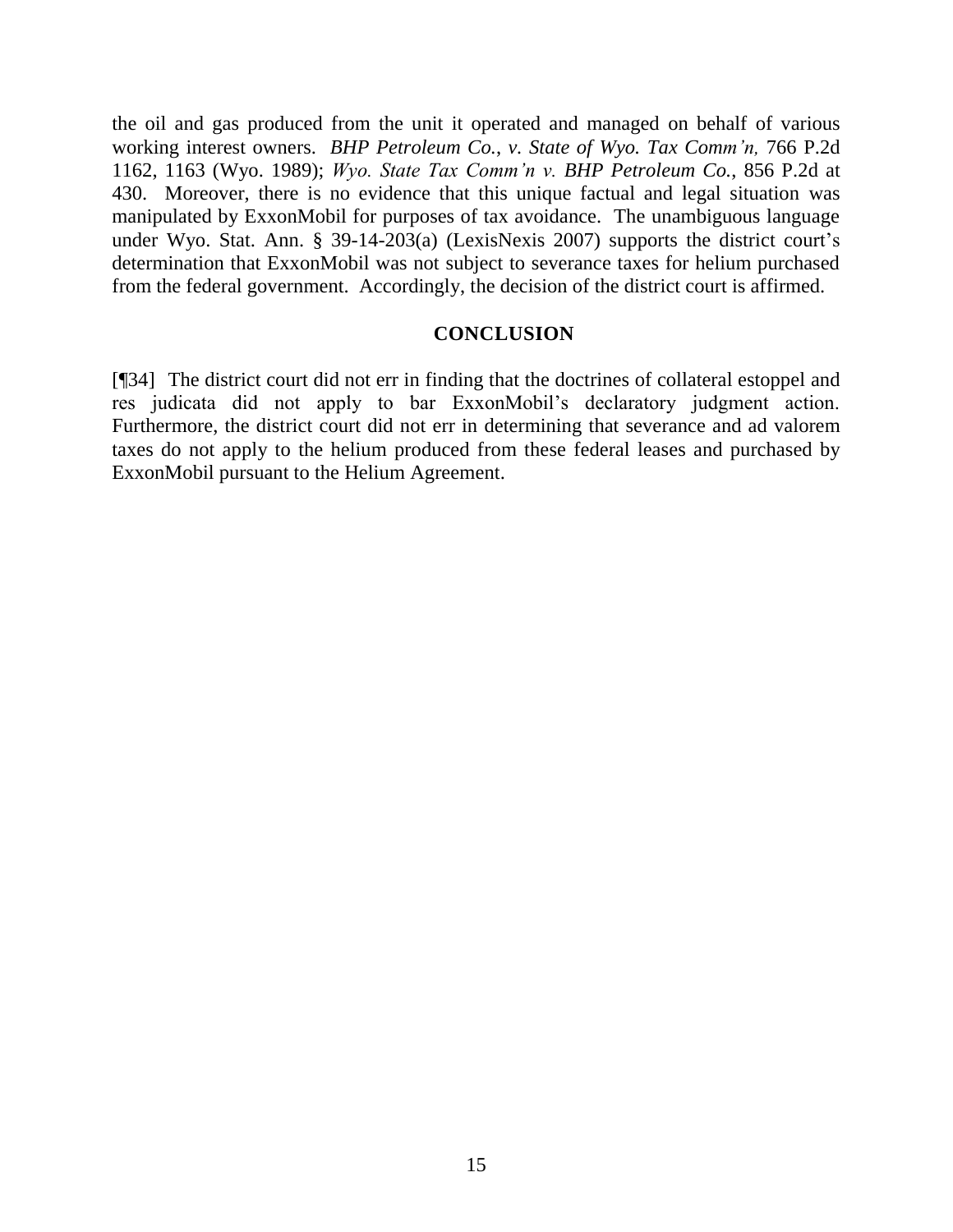the oil and gas produced from the unit it operated and managed on behalf of various working interest owners. *BHP Petroleum Co., v. State of Wyo. Tax Comm'n,* 766 P.2d 1162, 1163 (Wyo. 1989); *Wyo. State Tax Comm'n v. BHP Petroleum Co.*, 856 P.2d at 430. Moreover, there is no evidence that this unique factual and legal situation was manipulated by ExxonMobil for purposes of tax avoidance. The unambiguous language under Wyo. Stat. Ann. § 39-14-203(a) (LexisNexis 2007) supports the district court's determination that ExxonMobil was not subject to severance taxes for helium purchased from the federal government. Accordingly, the decision of the district court is affirmed.

## CONCLUSION

[¶34] The district court did not err in finding that the doctrines of collateral estoppel and res judicata did not apply to bar ExxonMobil's declaratory judgment action. Furthermore, the district court did not err in determining that severance and ad valorem taxes do not apply to the helium produced from these federal leases and purchased by ExxonMobil pursuant to the Helium Agreement.